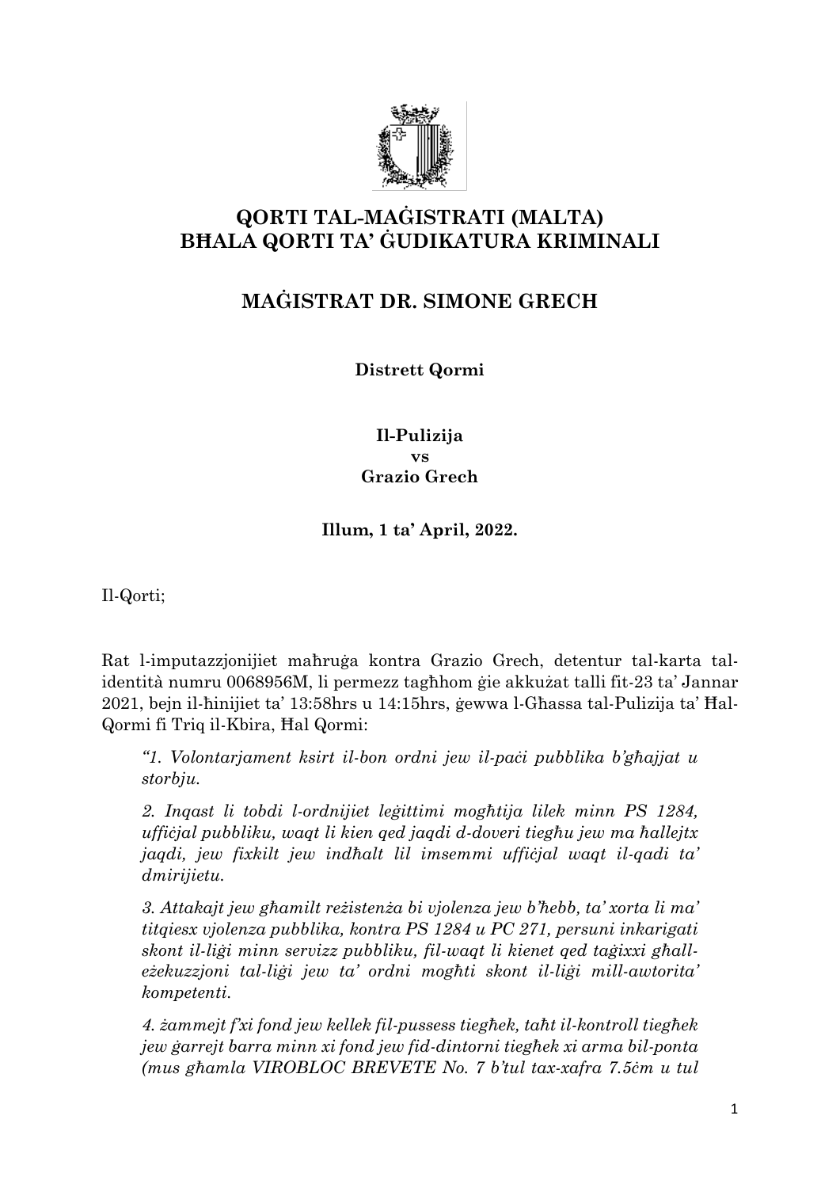# QORTI TAL-MAĠISTRATI (MALTA)
# BĦALA QORTI TA' ĠUDIKATURA KRIMINALI

## MAĠISTRAT DR. SIMONE GRECH

**Distrett Qormi**

**Il-Pulizija**
**vs**
**Grazio Grech**

**Illum, 1 ta' April, 2022.**

Il-Qorti;

Rat l-imputazzjonijiet maħruġa kontra Grazio Grech, detentur tal-karta tal-identità numru 0068956M, li permezz tagħhom ġie akkużat talli fit-23 ta' Jannar 2021, bejn il-ħinijiet ta' 13:58hrs u 14:15hrs, ġewwa l-Għassa tal-Pulizija ta' Ħal-Qormi fi Triq il-Kbira, Ħal Qormi:

*"1. Volontarjament ksirt il-bon ordni jew il-paċi pubblika b'għajjat u storbju.*

*2. Inqast li tobdi l-ordnijiet leġittimi mogħtija lilek minn PS 1284, uffiċjal pubbliku, waqt li kien qed jaqdi d-doveri tiegħu jew ma ħallejtx jaqdi, jew fixkilt jew indħalt lil imsemmi uffiċjal waqt il-qadi ta' dmirijietu.*

*3. Attakajt jew għamilt reżistenża bi vjolenza jew b'ħebb, ta' xorta li ma' titqiesx vjolenza pubblika, kontra PS 1284 u PC 271, persuni inkarigati skont il-liġi minn servizz pubbliku, fil-waqt li kienet qed taġixxi għall-eżekuzzjoni tal-liġi jew ta' ordni mogħti skont il-liġi mill-awtorita' kompetenti.*

*4. żammejt f'xi fond jew kellek fil-pussess tiegħek, taħt il-kontroll tiegħek jew ġarrejt barra minn xi fond jew fid-dintorni tiegħek xi arma bil-ponta (mus għamla VIROBLOC BREVETE No. 7 b'tul tax-xafra 7.5ċm u tul*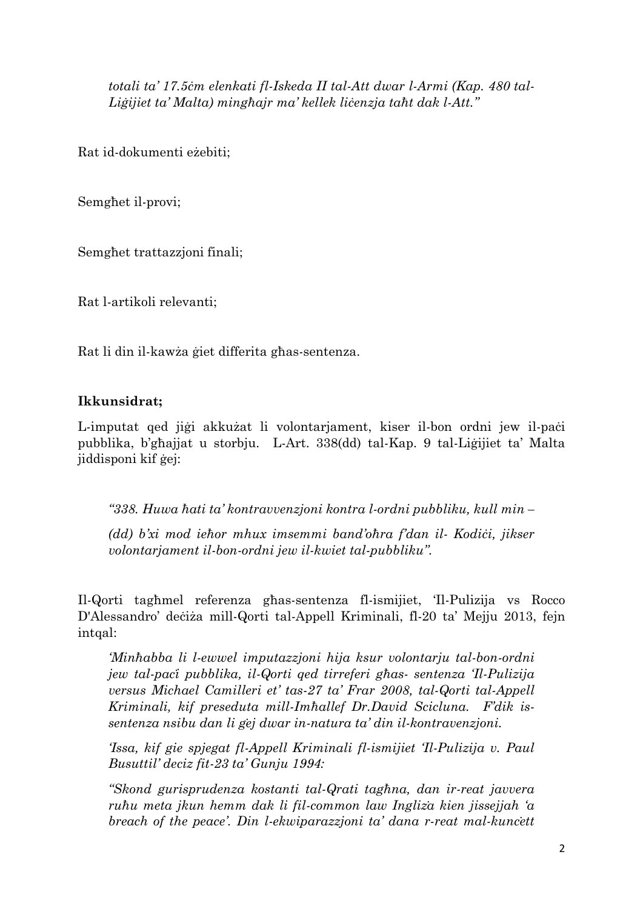*totali ta' 17.5ċm elenkati fl-Iskeda II tal-Att dwar l-Armi (Kap. 480 tal-Liġijiet ta' Malta) mingħajr ma' kellek liċenzja taħt dak l-Att."*

Rat id-dokumenti eżebiti;

Semgħet il-provi;

Semgħet trattazzjoni finali;

Rat l-artikoli relevanti;

Rat li din il-kawża ġiet differita għas-sentenza.

**Ikkunsidrat;**

L-imputat qed jiġi akkużat li volontarjament, kiser il-bon ordni jew il-paċi pubblika, b'għajjat u storbju. L-Art. 338(dd) tal-Kap. 9 tal-Liġijiet ta' Malta jiddisponi kif ġej:

*"338. Huwa ħati ta' kontravvenzjoni kontra l-ordni pubbliku, kull min –*

*(dd) b'xi mod ieħor mhux imsemmi band'oħra f'dan il- Kodiċi, jikser volontarjament il-bon-ordni jew il-kwiet tal-pubbliku".*

Il-Qorti tagħmel referenza għas-sentenza fl-ismijiet, 'Il-Pulizija vs Rocco D'Alessandro' deċiża mill-Qorti tal-Appell Kriminali, fl-20 ta' Mejju 2013, fejn intqal:

*'Minħabba li l-ewwel imputazzjoni hija ksur volontarju tal-bon-ordni jew tal-paċi pubblika, il-Qorti qed tirreferi għas- sentenza 'Il-Pulizija versus Michael Camilleri et' tas-27 ta' Frar 2008, tal-Qorti tal-Appell Kriminali, kif preseduta mill-Imħallef Dr.David Scicluna. F'dik is-sentenza nsibu dan li ġej dwar in-natura ta' din il-kontravenzjoni.*

*'Issa, kif gie spjegat fl-Appell Kriminali fl-ismijiet 'Il-Pulizija v. Paul Busuttil' deciz fit-23 ta' Gunju 1994:*

*"Skond gurisprudenza kostanti tal-Qrati tagħna, dan ir-reat javvera ruħu meta jkun hemm dak li fil-common law Ingliża kien jissejjah 'a breach of the peace'. Din l-ekwiparazzjoni ta' dana r-reat mal-kunċett*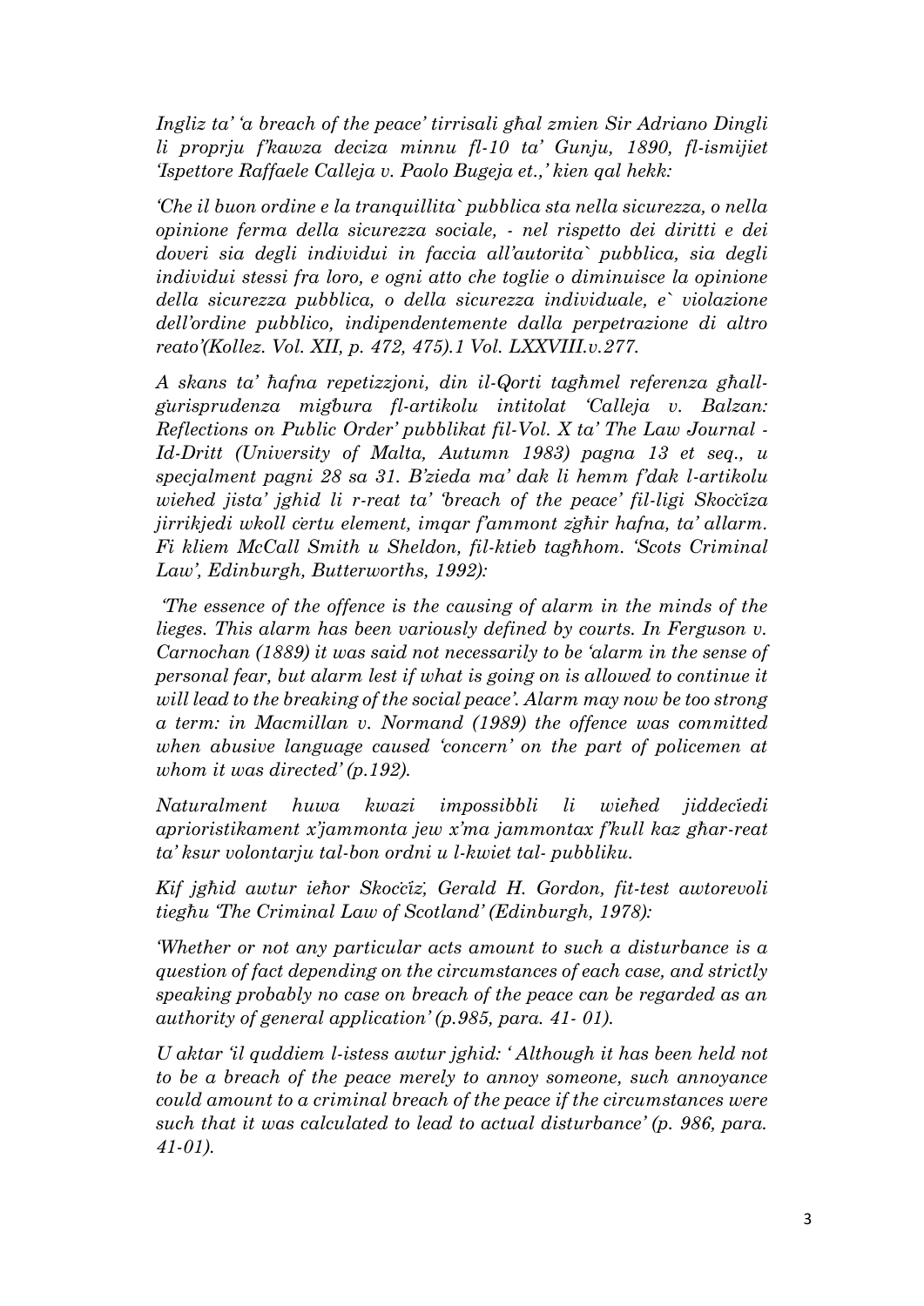*Ingliz ta' 'a breach of the peace' tirrisali għal zmien Sir Adriano Dingli li proprju f'kawza deciza minnu fl-10 ta' Gunju, 1890, fl-ismijiet 'Ispettore Raffaele Calleja v. Paolo Bugeja et.,' kien qal hekk:*

*'Che il buon ordine e la tranquillita` pubblica sta nella sicurezza, o nella opinione ferma della sicurezza sociale, - nel rispetto dei diritti e dei doveri sia degli individui in faccia all'autorita` pubblica, sia degli individui stessi fra loro, e ogni atto che toglie o diminuisce la opinione della sicurezza pubblica, o della sicurezza individuale, e` violazione dell'ordine pubblico, indipendentemente dalla perpetrazione di altro reato'(Kollez. Vol. XII, p. 472, 475).1 Vol. LXXVIII.v.277.*

*A skans ta' ħafna repetizzjoni, din il-Qorti tagħmel referenza għall-ġurisprudenza miġbura fl-artikolu intitolat 'Calleja v. Balzan: Reflections on Public Order' pubblikat fil-Vol. X ta' The Law Journal - Id-Dritt (University of Malta, Autumn 1983) pagna 13 et seq., u specjalment pagni 28 sa 31. B'zieda ma' dak li hemm f'dak l-artikolu wiehed jista' jghid li r-reat ta' 'breach of the peace' fil-ligi Skoċċiża jirrikjedi wkoll ċertu element, imqar f'ammont zgħir hafna, ta' allarm. Fi kliem McCall Smith u Sheldon, fil-ktieb tagħhom. 'Scots Criminal Law', Edinburgh, Butterworths, 1992):*

*'The essence of the offence is the causing of alarm in the minds of the lieges. This alarm has been variously defined by courts. In Ferguson v. Carnochan (1889) it was said not necessarily to be 'alarm in the sense of personal fear, but alarm lest if what is going on is allowed to continue it will lead to the breaking of the social peace'. Alarm may now be too strong a term: in Macmillan v. Normand (1989) the offence was committed when abusive language caused 'concern' on the part of policemen at whom it was directed' (p.192).*

*Naturalment huwa kwazi impossibbli li wieħed jiddeċiedi aprioristikament x'jammonta jew x'ma jammontax f'kull kaz għar-reat ta' ksur volontarju tal-bon ordni u l-kwiet tal- pubbliku.*

*Kif jgħid awtur ieħor Skoċċiż, Gerald H. Gordon, fit-test awtorevoli tiegħu 'The Criminal Law of Scotland' (Edinburgh, 1978):*

*'Whether or not any particular acts amount to such a disturbance is a question of fact depending on the circumstances of each case, and strictly speaking probably no case on breach of the peace can be regarded as an authority of general application' (p.985, para. 41- 01).*

*U aktar 'il quddiem l-istess awtur jghid: ' Although it has been held not to be a breach of the peace merely to annoy someone, such annoyance could amount to a criminal breach of the peace if the circumstances were such that it was calculated to lead to actual disturbance' (p. 986, para. 41-01).*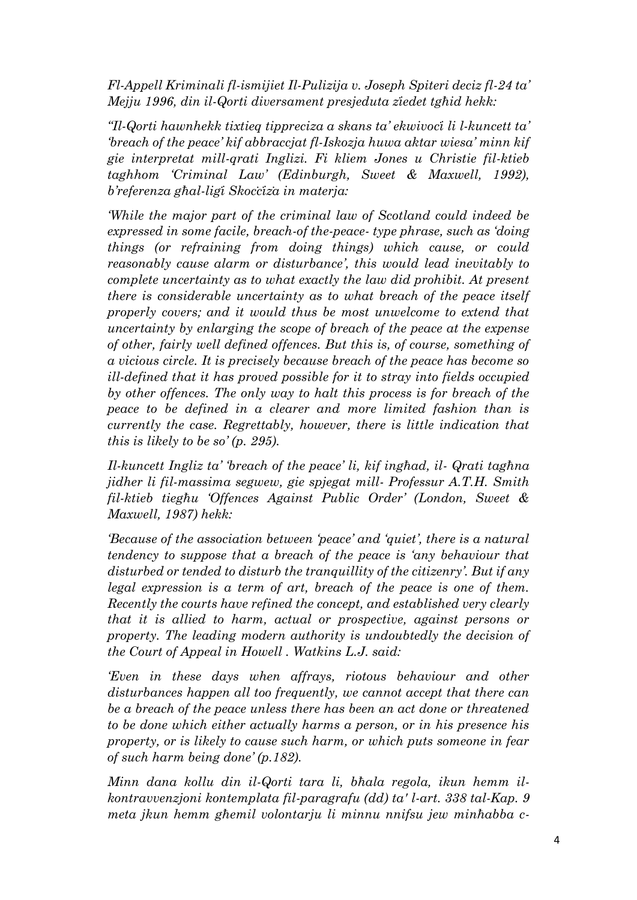*Fl-Appell Kriminali fl-ismijiet Il-Pulizija v. Joseph Spiteri deciz fl-24 ta' Mejju 1996, din il-Qorti diversament presjeduta żiedet tgħid hekk:*

*"Il-Qorti hawnhekk tixtieq tippreciza a skans ta' ekwivoċi li l-kuncett ta' 'breach of the peace' kif abbraccjat fl-Iskozja huwa aktar wiesa' minn kif gie interpretat mill-qrati Inglizi. Fi kliem Jones u Christie fil-ktieb taghhom 'Criminal Law' (Edinburgh, Sweet & Maxwell, 1992), b'referenza għal-liġi Skoċċiża in materja:*

*'While the major part of the criminal law of Scotland could indeed be expressed in some facile, breach-of the-peace- type phrase, such as 'doing things (or refraining from doing things) which cause, or could reasonably cause alarm or disturbance', this would lead inevitably to complete uncertainty as to what exactly the law did prohibit. At present there is considerable uncertainty as to what breach of the peace itself properly covers; and it would thus be most unwelcome to extend that uncertainty by enlarging the scope of breach of the peace at the expense of other, fairly well defined offences. But this is, of course, something of a vicious circle. It is precisely because breach of the peace has become so ill-defined that it has proved possible for it to stray into fields occupied by other offences. The only way to halt this process is for breach of the peace to be defined in a clearer and more limited fashion than is currently the case. Regrettably, however, there is little indication that this is likely to be so' (p. 295).*

*Il-kuncett Ingliz ta' 'breach of the peace' li, kif ingħad, il- Qrati tagħna jidher li fil-massima segwew, gie spjegat mill- Professur A.T.H. Smith fil-ktieb tiegħu 'Offences Against Public Order' (London, Sweet & Maxwell, 1987) hekk:*

*'Because of the association between 'peace' and 'quiet', there is a natural tendency to suppose that a breach of the peace is 'any behaviour that disturbed or tended to disturb the tranquillity of the citizenry'. But if any legal expression is a term of art, breach of the peace is one of them. Recently the courts have refined the concept, and established very clearly that it is allied to harm, actual or prospective, against persons or property. The leading modern authority is undoubtedly the decision of the Court of Appeal in Howell . Watkins L.J. said:*

*'Even in these days when affrays, riotous behaviour and other disturbances happen all too frequently, we cannot accept that there can be a breach of the peace unless there has been an act done or threatened to be done which either actually harms a person, or in his presence his property, or is likely to cause such harm, or which puts someone in fear of such harm being done' (p.182).*

*Minn dana kollu din il-Qorti tara li, bħala regola, ikun hemm il-kontravvenzjoni kontemplata fil-paragrafu (dd) ta' l-art. 338 tal-Kap. 9 meta jkun hemm għemil volontarju li minnu nnifsu jew minħabba c-*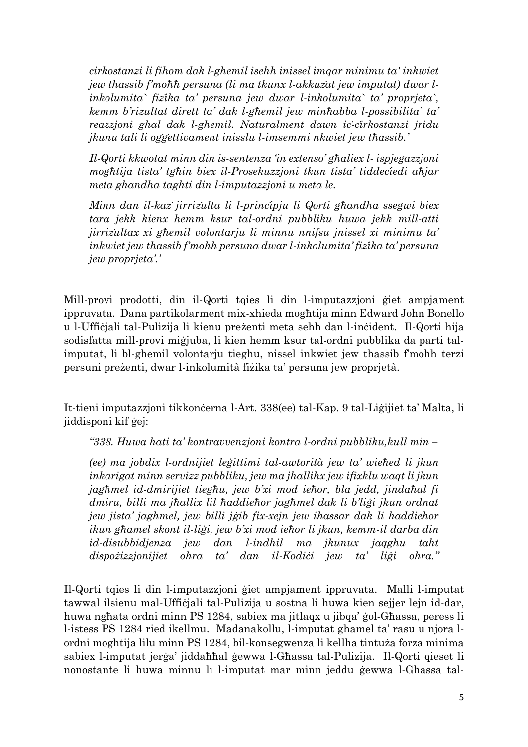*cirkostanzi li fihom dak l-għemil iseħħ inissel imqar minimu ta' inkwiet jew thassib f'moħħ persuna (li ma tkunx l-akkużat jew imputat) dwar l-inkolumita` fiżika ta' persuna jew dwar l-inkolumita` ta' proprjeta`, kemm b'rizultat dirett ta' dak l-għemil jew minħabba l-possibilita` ta' reazzjoni għal dak l-għemil. Naturalment dawn iċ-ċirkostanzi jridu jkunu tali li oġġettivament inisslu l-imsemmi nkwiet jew tħassib.'*

*Il-Qorti kkwotat minn din is-sentenza 'in extenso' għaliex l- ispjegazzjoni mogħtija tista' tgħin biex il-Prosekuzzjoni tkun tista' tiddeċiedi aħjar meta għandha tagħti din l-imputazzjoni u meta le.*

*Minn dan il-każ jirriżulta li l-prinċipju li Qorti għandha ssegwi biex tara jekk kienx hemm ksur tal-ordni pubbliku huwa jekk mill-atti jirriżultax xi għemil volontarju li minnu nnifsu jnissel xi minimu ta' inkwiet jew tħassib f'moħħ persuna dwar l-inkolumita' fiżika ta' persuna jew proprjeta'.'*

Mill-provi prodotti, din il-Qorti tqies li din l-imputazzjoni ġiet ampjament ippruvata. Dana partikolarment mix-xhieda mogħtija minn Edward John Bonello u l-Uffiċjali tal-Pulizija li kienu preżenti meta seħħ dan l-inċident. Il-Qorti hija sodisfatta mill-provi miġjuba, li kien hemm ksur tal-ordni pubblika da parti tal-imputat, li bl-għemil volontarju tiegħu, nissel inkwiet jew tħassib f'moħħ terzi persuni preżenti, dwar l-inkolumità fiżika ta' persuna jew proprjetà.

It-tieni imputazzjoni tikkonċerna l-Art. 338(ee) tal-Kap. 9 tal-Liġijiet ta' Malta, li jiddisponi kif ġej:

*"338. Huwa ħati ta' kontravvenzjoni kontra l-ordni pubbliku,kull min –*

*(ee) ma jobdix l-ordnijiet leġittimi tal-awtorità jew ta' wieħed li jkun inkarigat minn servizz pubbliku, jew ma jħallihx jew ifixklu waqt li jkun jagħmel id-dmirijiet tiegħu, jew b'xi mod ieħor, bla jedd, jindaħal fi dmiru, billi ma jħallix lil ħaddieħor jagħmel dak li b'liġi jkun ordnat jew jista' jagħmel, jew billi jġib fix-xejn jew iħassar dak li ħaddieħor ikun għamel skont il-liġi, jew b'xi mod ieħor li jkun, kemm-il darba din id-disubbidjenza jew dan l-indħil ma jkunux jaqgħu taħt dispożizzjonijiet oħra ta' dan il-Kodiċi jew ta' liġi oħra."*

Il-Qorti tqies li din l-imputazzjoni ġiet ampjament ippruvata. Malli l-imputat tawwal ilsienu mal-Uffiċjali tal-Pulizija u sostna li huwa kien sejjer lejn id-dar, huwa ngħata ordni minn PS 1284, sabiex ma jitlaqx u jibqa' ġol-Għassa, peress li l-istess PS 1284 ried ikellmu. Madanakollu, l-imputat għamel ta' rasu u njora l-ordni mogħtija lilu minn PS 1284, bil-konsegwenza li kellha tintuża forza minima sabiex l-imputat jerġa' jiddaħħal ġewwa l-Għassa tal-Pulizija. Il-Qorti qieset li nonostante li huwa minnu li l-imputat mar minn jeddu ġewwa l-Għassa tal-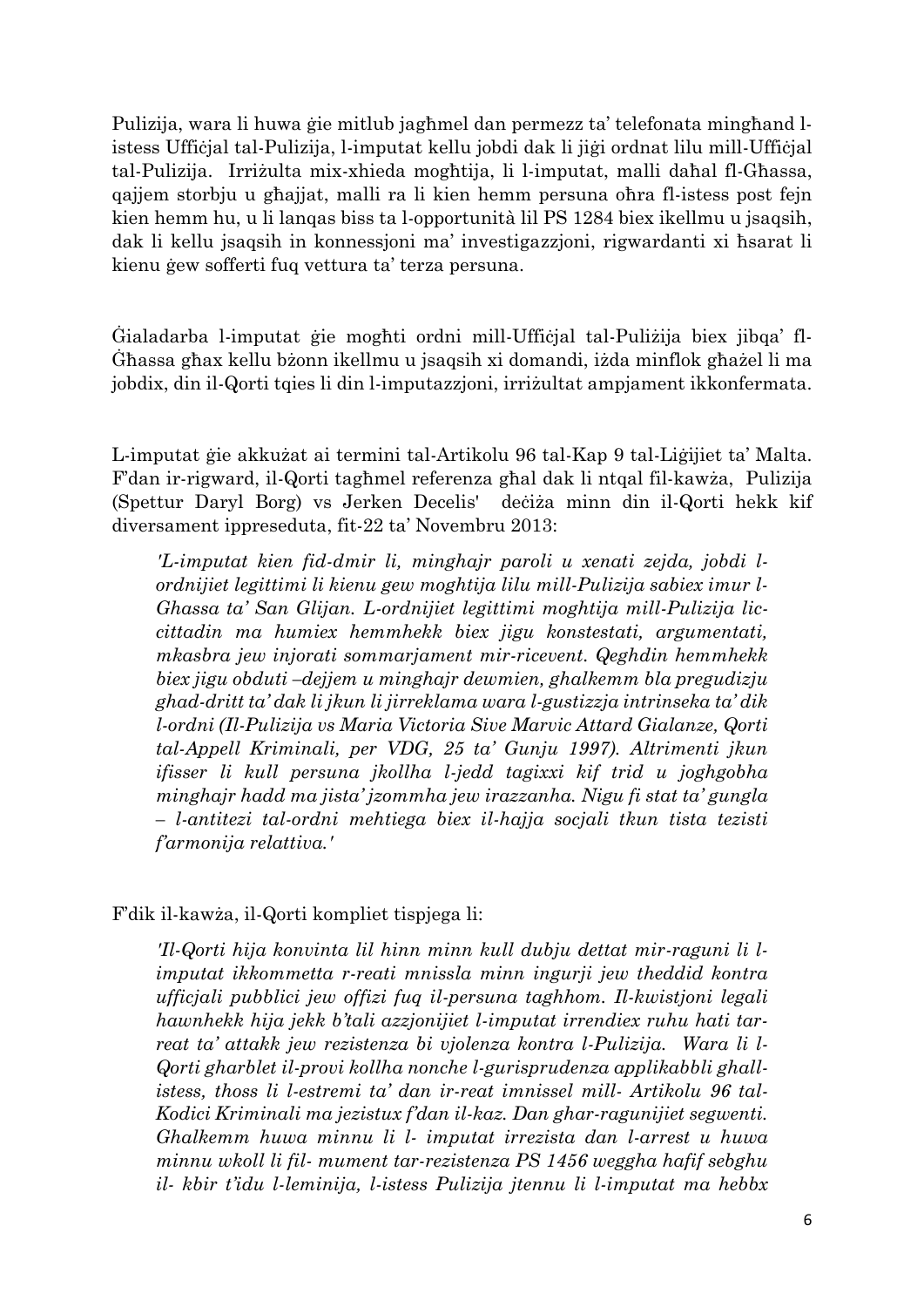Pulizija, wara li huwa ġie mitlub jagħmel dan permezz ta' telefonata mingħand l-istess Uffiċjal tal-Pulizija, l-imputat kellu jobdi dak li jiġi ordnat lilu mill-Uffiċjal tal-Pulizija. Irriżulta mix-xhieda mogħtija, li l-imputat, malli daħal fl-Għassa, qajjem storbju u għajjat, malli ra li kien hemm persuna oħra fl-istess post fejn kien hemm hu, u li lanqas biss ta l-opportunità lil PS 1284 biex ikellmu u jsaqsih, dak li kellu jsaqsih in konnessjoni ma' investigazzjoni, rigwardanti xi ħsarat li kienu ġew sofferti fuq vettura ta' terza persuna.

Ġialadarba l-imputat ġie mogħti ordni mill-Uffiċjal tal-Pulizija biex jibqa' fl-Għassa għax kellu bżonn ikellmu u jsaqsih xi domandi, iżda minflok għażel li ma jobdix, din il-Qorti tqies li din l-imputazzjoni, irriżultat ampjament ikkonfermata.

L-imputat ġie akkużat ai termini tal-Artikolu 96 tal-Kap 9 tal-Liġijiet ta' Malta. F'dan ir-rigward, il-Qorti tagħmel referenza għal dak li ntqal fil-kawża, Pulizija (Spettur Daryl Borg) vs Jerken Decelis' deċiża minn din il-Qorti hekk kif diversament ippreseduta, fit-22 ta' Novembru 2013:

> *'L-imputat kien fid-dmir li, minghajr paroli u xenati zejda, jobdi l-ordnijiet legittimi li kienu gew moghtija lilu mill-Pulizija sabiex imur l-Ghassa ta' San Glijan. L-ordnijiet legittimi moghtija mill-Pulizija lic-cittadin ma humiex hemmhekk biex jigu konstestati, argumentati, mkasbra jew injorati sommarjament mir-ricevent. Qeghdin hemmhekk biex jigu obduti –dejjem u minghajr dewmien, ghalkemm bla pregudizju ghad-dritt ta' dak li jkun li jirreklama wara l-gustizzja intrinseka ta' dik l-ordni (Il-Pulizija vs Maria Victoria Sive Marvic Attard Gialanze, Qorti tal-Appell Kriminali, per VDG, 25 ta' Gunju 1997). Altrimenti jkun ifisser li kull persuna jkollha l-jedd tagixxi kif trid u joghgobha minghajr hadd ma jista' jzommha jew irazzanha. Nigu fi stat ta' gungla – l-antitezi tal-ordni mehtiega biex il-hajja socjali tkun tista tezisti f'armonija relattiva.'*

F'dik il-kawża, il-Qorti kompliet tispjega li:

> *'Il-Qorti hija konvinta lil hinn minn kull dubju dettat mir-raguni li l-imputat ikkommetta r-reati mnissla minn ingurji jew theddid kontra ufficjali pubblici jew offizi fuq il-persuna taghhom. Il-kwistjoni legali hawnhekk hija jekk b'tali azzjonijiet l-imputat irrendiex ruhu hati tar-reat ta' attakk jew rezistenza bi vjolenza kontra l-Pulizija. Wara li l-Qorti gharblet il-provi kollha nonche l-gurisprudenza applikabbli ghall-istess, thoss li l-estremi ta' dan ir-reat imnissel mill- Artikolu 96 tal-Kodici Kriminali ma jezistux f'dan il-kaz. Dan ghar-ragunijiet segwenti. Ghalkemm huwa minnu li l- imputat irrezista dan l-arrest u huwa minnu wkoll li fil- mument tar-rezistenza PS 1456 weggha hafif sebghu il- kbir t'idu l-leminija, l-istess Pulizija jtennu li l-imputat ma hebbx*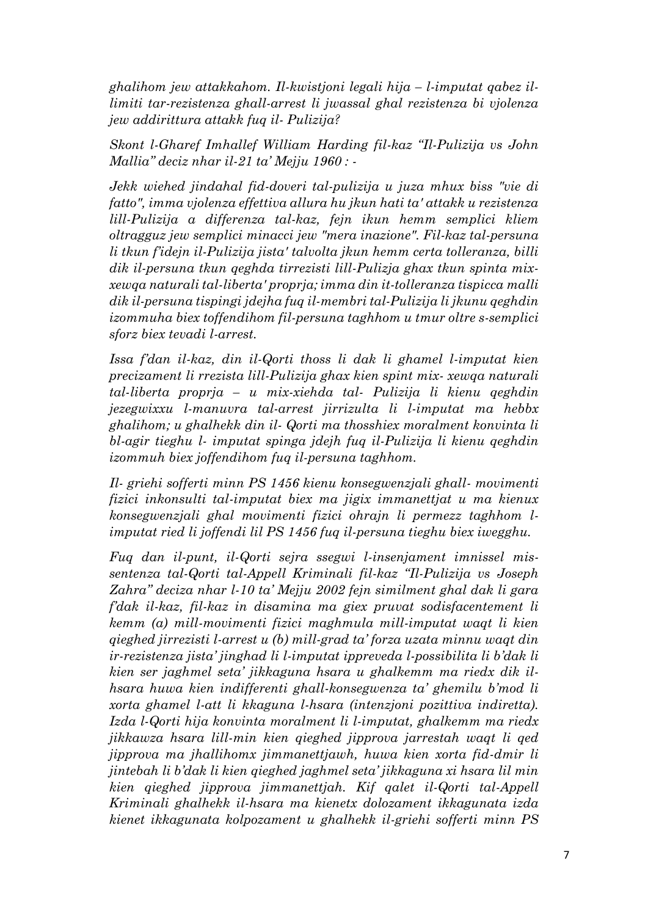*ghalihom jew attakkahom. Il-kwistjoni legali hija – l-imputat qabez il-limiti tar-rezistenza ghall-arrest li jwassal ghal rezistenza bi vjolenza jew addirittura attakk fuq il- Pulizija?*

*Skont l-Gharef Imhallef William Harding fil-kaz "Il-Pulizija vs John Mallia" deciz nhar il-21 ta' Mejju 1960 : -*

*Jekk wiehed jindahal fid-doveri tal-pulizija u juza mhux biss "vie di fatto", imma vjolenza effettiva allura hu jkun hati ta' attakk u rezistenza lill-Pulizija a differenza tal-kaz, fejn ikun hemm semplici kliem oltragguz jew semplici minacci jew "mera inazione". Fil-kaz tal-persuna li tkun f'idejn il-Pulizija jista' talvolta jkun hemm certa tolleranza, billi dik il-persuna tkun qeghda tirrezisti lill-Pulizja ghax tkun spinta mix-xewqa naturali tal-liberta' proprja; imma din it-tolleranza tispicca malli dik il-persuna tispingi jdejha fuq il-membri tal-Pulizija li jkunu qeghdin izommuha biex toffendihom fil-persuna taghhom u tmur oltre s-semplici sforz biex tevadi l-arrest.*

*Issa f'dan il-kaz, din il-Qorti thoss li dak li ghamel l-imputat kien precizament li rrezista lill-Pulizija ghax kien spint mix- xewqa naturali tal-liberta proprja – u mix-xiehda tal- Pulizija li kienu qeghdin jezegwixxu l-manuvra tal-arrest jirrizulta li l-imputat ma hebbx ghalihom; u ghalhekk din il- Qorti ma thosshiex moralment konvinta li bl-agir tieghu l- imputat spinga jdejh fuq il-Pulizija li kienu qeghdin izommuh biex joffendihom fuq il-persuna taghhom.*

*Il- griehi sofferti minn PS 1456 kienu konsegwenzjali ghall- movimenti fizici inkonsulti tal-imputat biex ma jigix immanettjat u ma kienux konsegwenzjali ghal movimenti fizici ohrajn li permezz taghhom l-imputat ried li joffendi lil PS 1456 fuq il-persuna tieghu biex iwegghu.*

*Fuq dan il-punt, il-Qorti sejra ssegwi l-insenjament imnissel mis-sentenza tal-Qorti tal-Appell Kriminali fil-kaz "Il-Pulizija vs Joseph Zahra" deciza nhar l-10 ta' Mejju 2002 fejn similment ghal dak li gara f'dak il-kaz, fil-kaz in disamina ma giex pruvat sodisfacentement li kemm (a) mill-movimenti fizici maghmula mill-imputat waqt li kien qieghed jirrezisti l-arrest u (b) mill-grad ta' forza uzata minnu waqt din ir-rezistenza jista' jinghad li l-imputat ippreveda l-possibilita li b'dak li kien ser jaghmel seta' jikkaguna hsara u ghalkemm ma riedx dik il-hsara huwa kien indifferenti ghall-konsegwenza ta' ghemilu b'mod li xorta ghamel l-att li kkaguna l-hsara (intenzjoni pozittiva indiretta). Izda l-Qorti hija konvinta moralment li l-imputat, ghalkemm ma riedx jikkawza hsara lill-min kien qieghed jipprova jarrestah waqt li qed jipprova ma jhallihomx jimmanettjawh, huwa kien xorta fid-dmir li jintebah li b'dak li kien qieghed jaghmel seta' jikkaguna xi hsara lil min kien qieghed jipprova jimmanettjah. Kif qalet il-Qorti tal-Appell Kriminali ghalhekk il-hsara ma kienetx dolozament ikkagunata izda kienet ikkagunata kolpozament u ghalhekk il-griehi sofferti minn PS*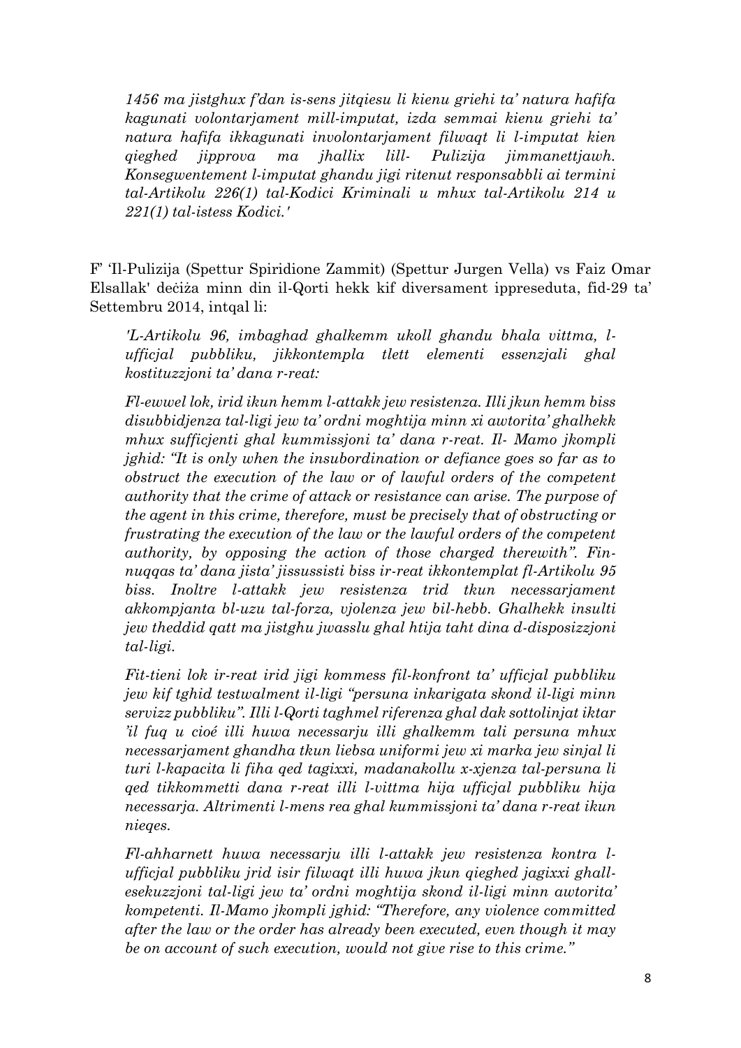*1456 ma jistghux f'dan is-sens jitqiesu li kienu griehi ta' natura hafifa kagunati volontarjament mill-imputat, izda semmai kienu griehi ta' natura hafifa ikkagunati involontarjament filwaqt li l-imputat kien qieghed jipprova ma jhallix lill- Pulizija jimmanettjawh. Konsegwentement l-imputat ghandu jigi ritenut responsabbli ai termini tal-Artikolu 226(1) tal-Kodici Kriminali u mhux tal-Artikolu 214 u 221(1) tal-istess Kodici.'*

F' 'Il-Pulizija (Spettur Spiridione Zammit) (Spettur Jurgen Vella) vs Faiz Omar Elsallak' deċiża minn din il-Qorti hekk kif diversament ippreseduta, fid-29 ta' Settembru 2014, intqal li:

*'L-Artikolu 96, imbaghad ghalkemm ukoll ghandu bhala vittma, l-ufficjal pubbliku, jikkontempla tlett elementi essenzjali ghal kostituzzjoni ta' dana r-reat:*

*Fl-ewwel lok, irid ikun hemm l-attakk jew resistenza. Illi jkun hemm biss disubbidjenza tal-ligi jew ta' ordni moghtija minn xi awtorita' ghalhekk mhux sufficjenti ghal kummissjoni ta' dana r-reat. Il- Mamo jkompli jghid: "It is only when the insubordination or defiance goes so far as to obstruct the execution of the law or of lawful orders of the competent authority that the crime of attack or resistance can arise. The purpose of the agent in this crime, therefore, must be precisely that of obstructing or frustrating the execution of the law or the lawful orders of the competent authority, by opposing the action of those charged therewith". Fin-nuqqas ta' dana jista' jissussisti biss ir-reat ikkontemplat fl-Artikolu 95 biss. Inoltre l-attakk jew resistenza trid tkun necessarjament akkompjanta bl-uzu tal-forza, vjolenza jew bil-hebb. Ghalhekk insulti jew theddid qatt ma jistghu jwasslu ghal htija taht dina d-disposizzjoni tal-ligi.*

*Fit-tieni lok ir-reat irid jigi kommess fil-konfront ta' ufficjal pubbliku jew kif tghid testwalment il-ligi "persuna inkarigata skond il-ligi minn servizz pubbliku". Illi l-Qorti taghmel riferenza ghal dak sottolinjat iktar 'il fuq u cioé illi huwa necessarju illi ghalkemm tali persuna mhux necessarjament ghandha tkun liebsa uniformi jew xi marka jew sinjal li turi l-kapacita li fiha qed tagixxi, madanakollu x-xjenza tal-persuna li qed tikkommetti dana r-reat illi l-vittma hija ufficjal pubbliku hija necessarja. Altrimenti l-mens rea ghal kummissjoni ta' dana r-reat ikun nieqes.*

*Fl-ahharnett huwa necessarju illi l-attakk jew resistenza kontra l-ufficjal pubbliku jrid isir filwaqt illi huwa jkun qieghed jagixxi ghall-esekuzzjoni tal-ligi jew ta' ordni moghtija skond il-ligi minn awtorita' kompetenti. Il-Mamo jkompli jghid: "Therefore, any violence committed after the law or the order has already been executed, even though it may be on account of such execution, would not give rise to this crime."*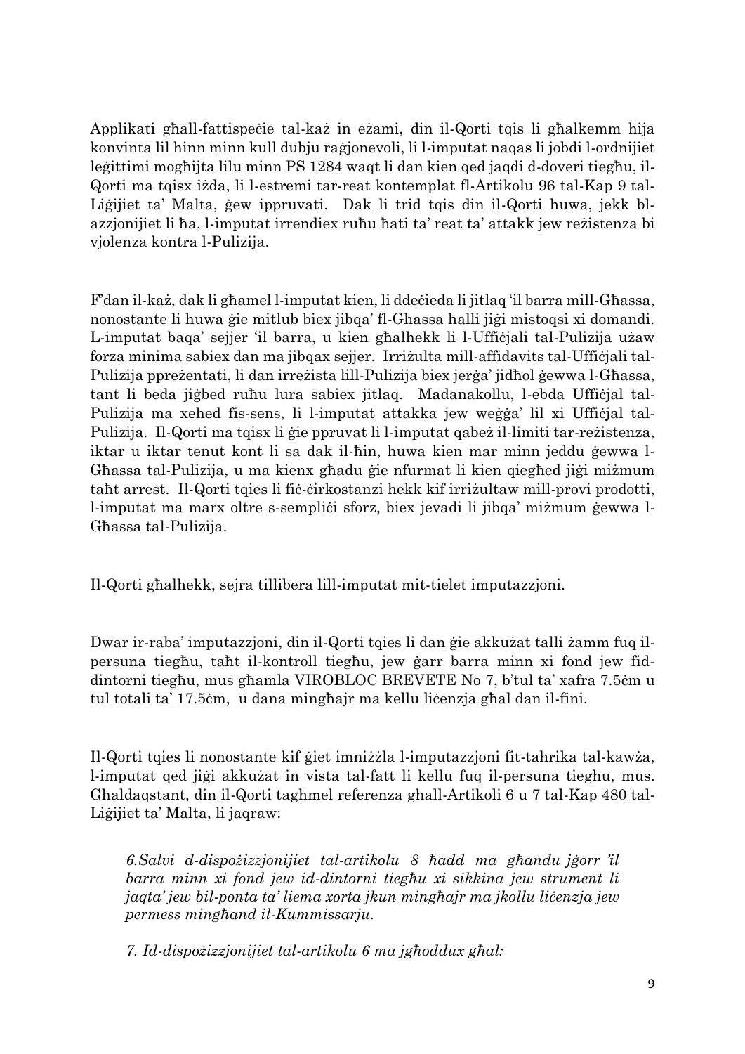Applikati għall-fattispeċie tal-każ in eżami, din il-Qorti tqis li għalkemm hija konvinta lil hinn minn kull dubju raġjonevoli, li l-imputat naqas li jobdi l-ordnijiet leġittimi mogħhijta lilu minn PS 1284 waqt li dan kien qed jaqdi d-doveri tiegħu, il-Qorti ma tqisx iżda, li l-estremi tar-reat kontemplat fl-Artikolu 96 tal-Kap 9 tal-Liġijiet ta' Malta, ġew ippruvati. Dak li trid tqis din il-Qorti huwa, jekk bl-azzjonijiet li ħa, l-imputat irrendiex ruħu ħati ta' reat ta' attakk jew reżistenza bi vjolenza kontra l-Pulizija.

F'dan il-każ, dak li għamel l-imputat kien, li ddeċieda li jitlaq 'il barra mill-Għassa, nonostante li huwa ġie mitlub biex jibqa' fl-Għassa ħalli jiġi mistoqsi xi domandi. L-imputat baqa' sejjer 'il barra, u kien għalhekk li l-Uffiċjali tal-Pulizija użaw forza minima sabiex dan ma jibqax sejjer. Irriżulta mill-affidavits tal-Uffiċjali tal-Pulizija ppreżentati, li dan irreżista lill-Pulizija biex jerġa' jidħol ġewwa l-Għassa, tant li beda jiġbed ruħu lura sabiex jitlaq. Madanakollu, l-ebda Uffiċjal tal-Pulizija ma xehed fis-sens, li l-imputat attakka jew weġġa' lil xi Uffiċjal tal-Pulizija. Il-Qorti ma tqisx li ġie ppruvat li l-imputat qabeż il-limiti tar-reżistenza, iktar u iktar tenut kont li sa dak il-ħin, huwa kien mar minn jeddu ġewwa l-Għassa tal-Pulizija, u ma kienx għadu ġie nfurmat li kien qiegħed jiġi miżmum taħt arrest. Il-Qorti tqies li fiċ-ċirkostanzi hekk kif irriżultaw mill-provi prodotti, l-imputat ma marx oltre s-sempliċi sforz, biex jevadi li jibqa' miżmum ġewwa l-Għassa tal-Pulizija.

Il-Qorti għalhekk, sejra tillibera lill-imputat mit-tielet imputazzjoni.

Dwar ir-raba' imputazzjoni, din il-Qorti tqies li dan ġie akkużat talli żamm fuq il-persuna tiegħu, taħt il-kontroll tiegħu, jew ġarr barra minn xi fond jew fid-dintorni tiegħu, mus għamla VIROBLOC BREVETE No 7, b'tul ta' xafra 7.5ċm u tul totali ta' 17.5ċm, u dana mingħajr ma kellu liċenzja għal dan il-fini.

Il-Qorti tqies li nonostante kif ġiet imniżżla l-imputazzjoni fit-taħrika tal-kawża, l-imputat qed jiġi akkużat in vista tal-fatt li kellu fuq il-persuna tiegħu, mus. Għaldaqstant, din il-Qorti tagħmel referenza għall-Artikoli 6 u 7 tal-Kap 480 tal-Liġijiet ta' Malta, li jaqraw:

> *6.Salvi d-dispożizzjonijiet tal-artikolu 8 ħadd ma għandu jġorr 'il barra minn xi fond jew id-dintorni tiegħu xi sikkina jew strument li jaqta' jew bil-ponta ta' liema xorta jkun mingħajr ma jkollu liċenzja jew permess mingħand il-Kummissarju.*
>
> *7. Id-dispożizzjonijiet tal-artikolu 6 ma jgħoddux għal:*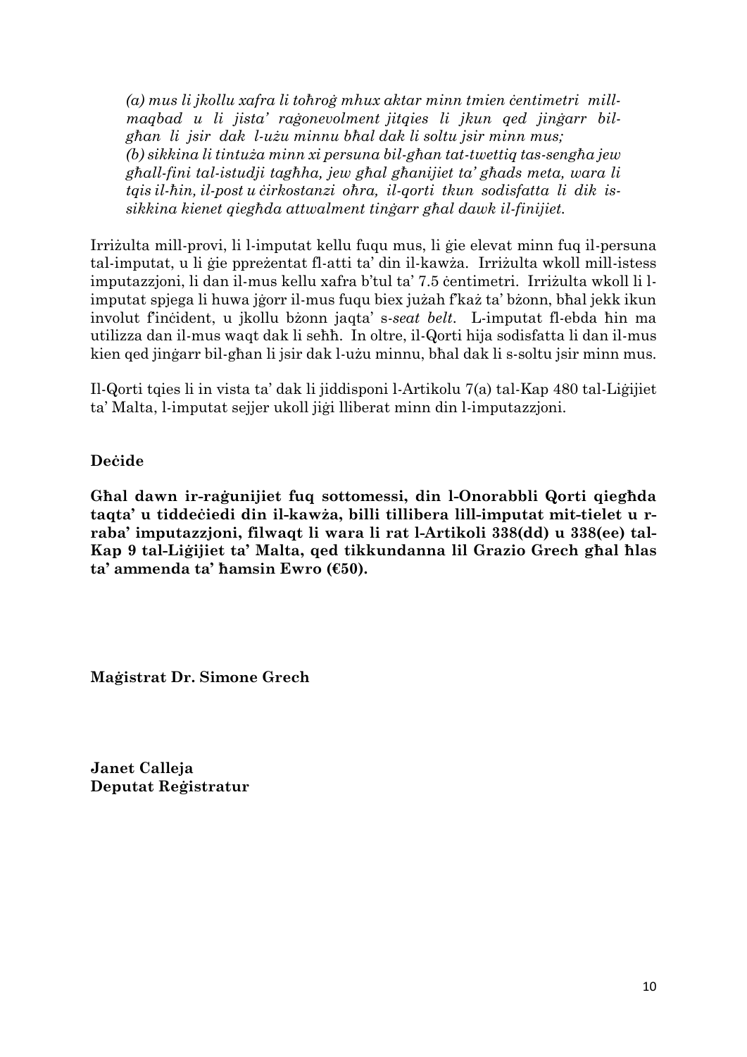*(a) mus li jkollu xafra li toħroġ mhux aktar minn tmien ċentimetri mill-maqbad u li jista' raġonevolment jitqies li jkun qed jinġarr bil-għan li jsir dak l-użu minnu bħal dak li soltu jsir minn mus;*
*(b) sikkina li tintuża minn xi persuna bil-għan tat-twettiq tas-sengħa jew għall-fini tal-istudji tagħha, jew għal għanijiet ta' għads meta, wara li tqis il-ħin, il-post u ċirkostanzi oħra, il-qorti tkun sodisfatta li dik is-sikkina kienet qiegħda attwalment tinġarr għal dawk il-finijiet.*

Irriżulta mill-provi, li l-imputat kellu fuqu mus, li ġie elevat minn fuq il-persuna tal-imputat, u li ġie ppreżentat fl-atti ta' din il-kawża. Irriżulta wkoll mill-istess imputazzjoni, li dan il-mus kellu xafra b'tul ta' 7.5 ċentimetri. Irriżulta wkoll li l-imputat spjega li huwa jġorr il-mus fuqu biex jużah f'każ ta' bżonn, bħal jekk ikun involut f'inċident, u jkollu bżonn jaqta' s-*seat belt*. L-imputat fl-ebda ħin ma utilizza dan il-mus waqt dak li seħħ. In oltre, il-Qorti hija sodisfatta li dan il-mus kien qed jinġarr bil-għan li jsir dak l-użu minnu, bħal dak li s-soltu jsir minn mus.

Il-Qorti tqies li in vista ta' dak li jiddisponi l-Artikolu 7(a) tal-Kap 480 tal-Liġijiet ta' Malta, l-imputat sejjer ukoll jiġi lliberat minn din l-imputazzjoni.

**Deċide**

**Għal dawn ir-raġunijiet fuq sottomessi, din l-Onorabbli Qorti qiegħda taqta' u tiddeċiedi din il-kawża, billi tillibera lill-imputat mit-tielet u r-raba' imputazzjoni, filwaqt li wara li rat l-Artikoli 338(dd) u 338(ee) tal-Kap 9 tal-Liġijiet ta' Malta, qed tikkundanna lil Grazio Grech għal ħlas ta' ammenda ta' ħamsin Ewro (€50).**

**Maġistrat Dr. Simone Grech**

**Janet Calleja**
**Deputat Reġistratur**